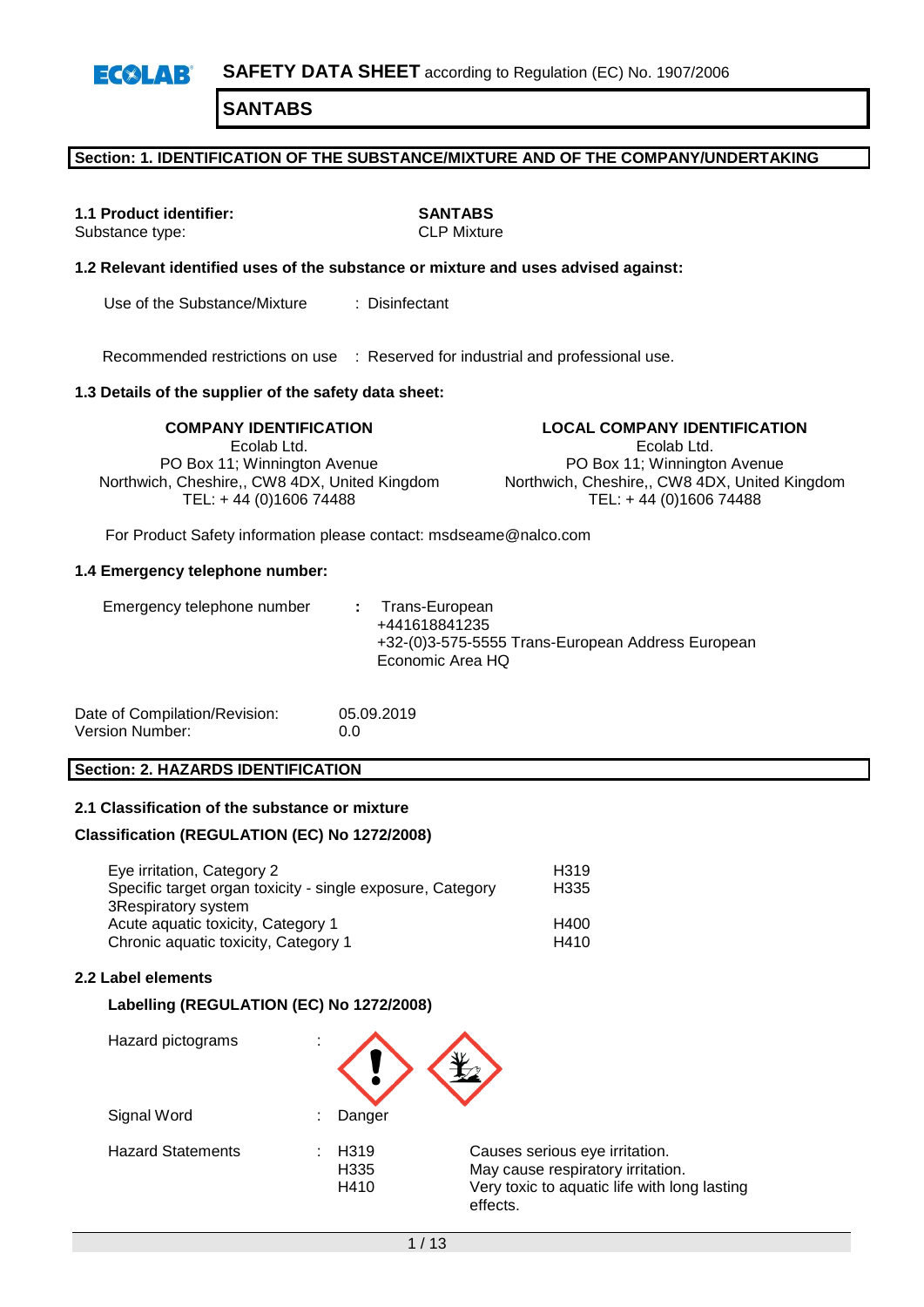**SAFETY DATA SHEET** according to Regulation (EC) No. 1907/2006

# SANTABS

## Section: 1. IDENTIFICATION OF THE SUBSTANCE/MIXTURE AND OF THE COMPANY/UNDERTAKING

**1.1 Product identifier:** **SANTABS**
Substance type: CLP Mixture

### 1.2 Relevant identified uses of the substance or mixture and uses advised against:

Use of the Substance/Mixture : Disinfectant

Recommended restrictions on use : Reserved for industrial and professional use.

### 1.3 Details of the supplier of the safety data sheet:

**COMPANY IDENTIFICATION**
Ecolab Ltd.
PO Box 11; Winnington Avenue
Northwich, Cheshire,, CW8 4DX, United Kingdom
TEL: + 44 (0)1606 74488

**LOCAL COMPANY IDENTIFICATION**
Ecolab Ltd.
PO Box 11; Winnington Avenue
Northwich, Cheshire,, CW8 4DX, United Kingdom
TEL: + 44 (0)1606 74488

For Product Safety information please contact: msdseame@nalco.com

### 1.4 Emergency telephone number:

Emergency telephone number : Trans-European
+441618841235
+32-(0)3-575-5555 Trans-European Address European Economic Area HQ

Date of Compilation/Revision: 05.09.2019
Version Number: 0.0

## Section: 2. HAZARDS IDENTIFICATION

### 2.1 Classification of the substance or mixture

**Classification (REGULATION (EC) No 1272/2008)**

| | |
|---|---|
| Eye irritation, Category 2 | H319 |
| Specific target organ toxicity - single exposure, Category 3Respiratory system | H335 |
| Acute aquatic toxicity, Category 1 | H400 |
| Chronic aquatic toxicity, Category 1 | H410 |

### 2.2 Label elements

**Labelling (REGULATION (EC) No 1272/2008)**

Hazard pictograms :

Signal Word : Danger

Hazard Statements :

| | |
|---|---|
| H319 | Causes serious eye irritation. |
| H335 | May cause respiratory irritation. |
| H410 | Very toxic to aquatic life with long lasting effects. |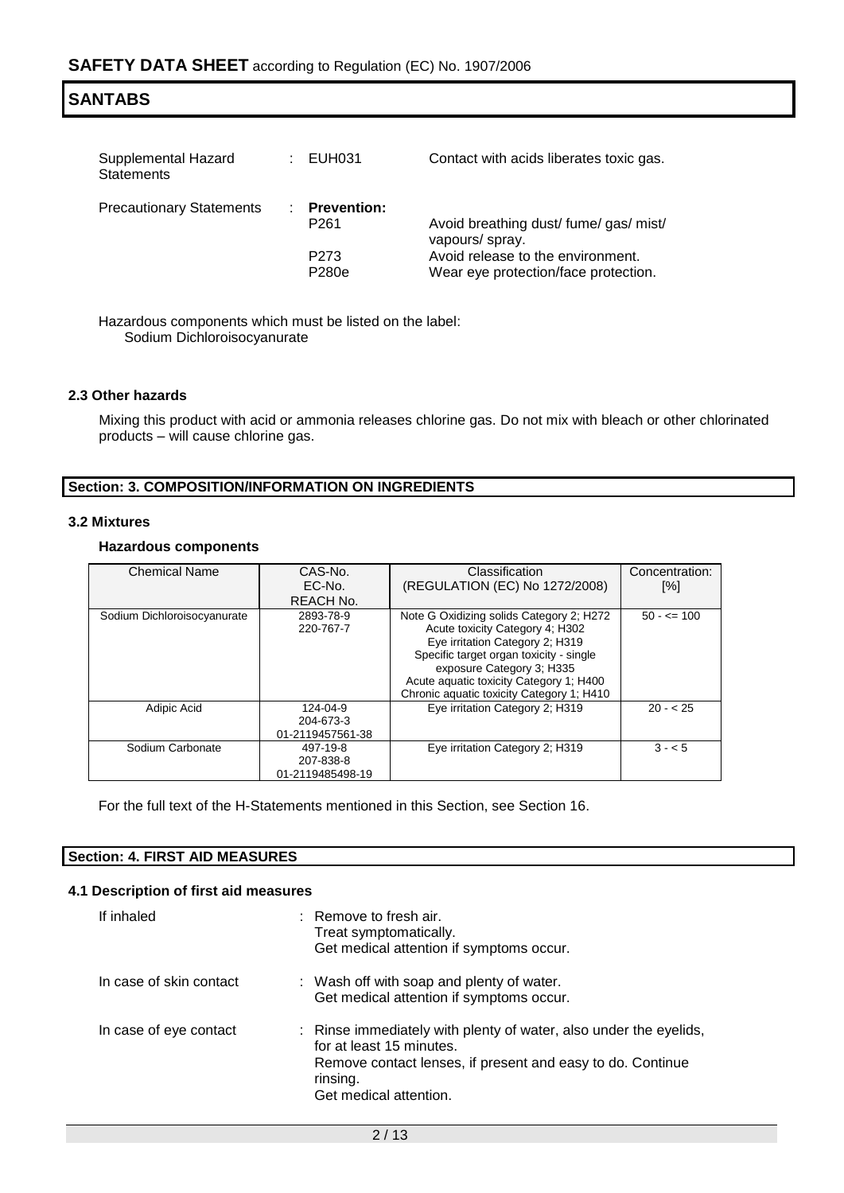| | | | |
|---|---|---|---|
| Supplemental Hazard Statements | : | EUH031 | Contact with acids liberates toxic gas. |
| Precautionary Statements | : | **Prevention:** | |
| | | P261 | Avoid breathing dust/ fume/ gas/ mist/ vapours/ spray. |
| | | P273 | Avoid release to the environment. |
| | | P280e | Wear eye protection/face protection. |

Hazardous components which must be listed on the label:
Sodium Dichloroisocyanurate

### 2.3 Other hazards

Mixing this product with acid or ammonia releases chlorine gas. Do not mix with bleach or other chlorinated products – will cause chlorine gas.

## Section: 3. COMPOSITION/INFORMATION ON INGREDIENTS

### 3.2 Mixtures

#### Hazardous components

| Chemical Name | CAS-No. EC-No. REACH No. | Classification (REGULATION (EC) No 1272/2008) | Concentration: [%] |
|---|---|---|---|
| Sodium Dichloroisocyanurate | 2893-78-9 220-767-7 | Note G Oxidizing solids Category 2; H272 Acute toxicity Category 4; H302 Eye irritation Category 2; H319 Specific target organ toxicity - single exposure Category 3; H335 Acute aquatic toxicity Category 1; H400 Chronic aquatic toxicity Category 1; H410 | 50 - <= 100 |
| Adipic Acid | 124-04-9 204-673-3 01-2119457561-38 | Eye irritation Category 2; H319 | 20 - < 25 |
| Sodium Carbonate | 497-19-8 207-838-8 01-2119485498-19 | Eye irritation Category 2; H319 | 3 - < 5 |

For the full text of the H-Statements mentioned in this Section, see Section 16.

## Section: 4. FIRST AID MEASURES

### 4.1 Description of first aid measures

| | | |
|---|---|---|
| If inhaled | : | Remove to fresh air. Treat symptomatically. Get medical attention if symptoms occur. |
| In case of skin contact | : | Wash off with soap and plenty of water. Get medical attention if symptoms occur. |
| In case of eye contact | : | Rinse immediately with plenty of water, also under the eyelids, for at least 15 minutes. Remove contact lenses, if present and easy to do. Continue rinsing. Get medical attention. |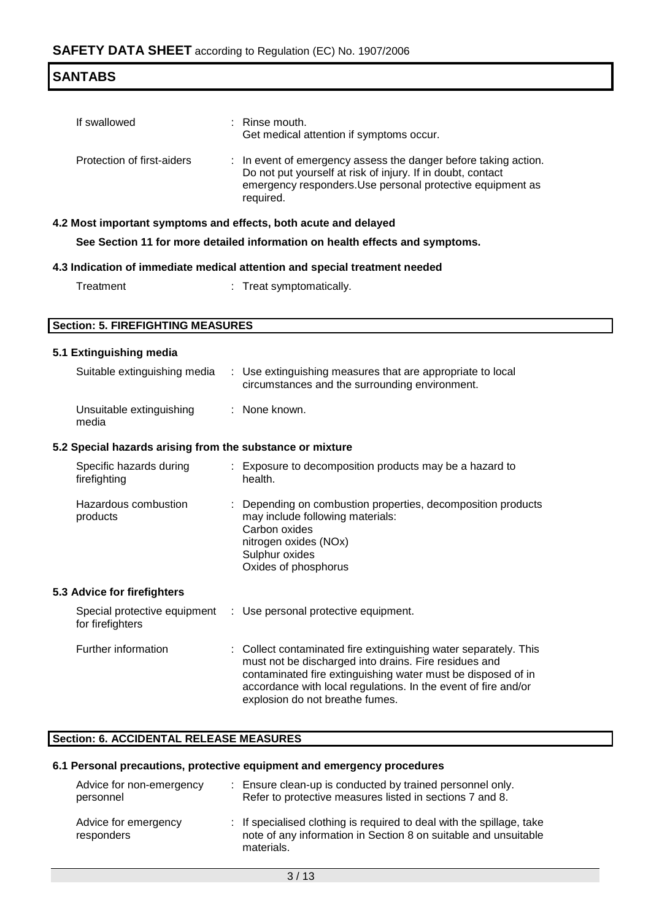| | |
|---|---|
| If swallowed | : Rinse mouth.<br>Get medical attention if symptoms occur. |
| Protection of first-aiders | : In event of emergency assess the danger before taking action. Do not put yourself at risk of injury. If in doubt, contact emergency responders.Use personal protective equipment as required. |

### 4.2 Most important symptoms and effects, both acute and delayed

**See Section 11 for more detailed information on health effects and symptoms.**

### 4.3 Indication of immediate medical attention and special treatment needed

| | |
|---|---|
| Treatment | : Treat symptomatically. |

## Section: 5. FIREFIGHTING MEASURES

### 5.1 Extinguishing media

| | |
|---|---|
| Suitable extinguishing media | : Use extinguishing measures that are appropriate to local circumstances and the surrounding environment. |
| Unsuitable extinguishing media | : None known. |

### 5.2 Special hazards arising from the substance or mixture

| | |
|---|---|
| Specific hazards during firefighting | : Exposure to decomposition products may be a hazard to health. |
| Hazardous combustion products | : Depending on combustion properties, decomposition products may include following materials:<br>Carbon oxides<br>nitrogen oxides (NOx)<br>Sulphur oxides<br>Oxides of phosphorus |

### 5.3 Advice for firefighters

| | |
|---|---|
| Special protective equipment for firefighters | : Use personal protective equipment. |
| Further information | : Collect contaminated fire extinguishing water separately. This must not be discharged into drains. Fire residues and contaminated fire extinguishing water must be disposed of in accordance with local regulations. In the event of fire and/or explosion do not breathe fumes. |

## Section: 6. ACCIDENTAL RELEASE MEASURES

### 6.1 Personal precautions, protective equipment and emergency procedures

| | |
|---|---|
| Advice for non-emergency personnel | : Ensure clean-up is conducted by trained personnel only. Refer to protective measures listed in sections 7 and 8. |
| Advice for emergency responders | : If specialised clothing is required to deal with the spillage, take note of any information in Section 8 on suitable and unsuitable materials. |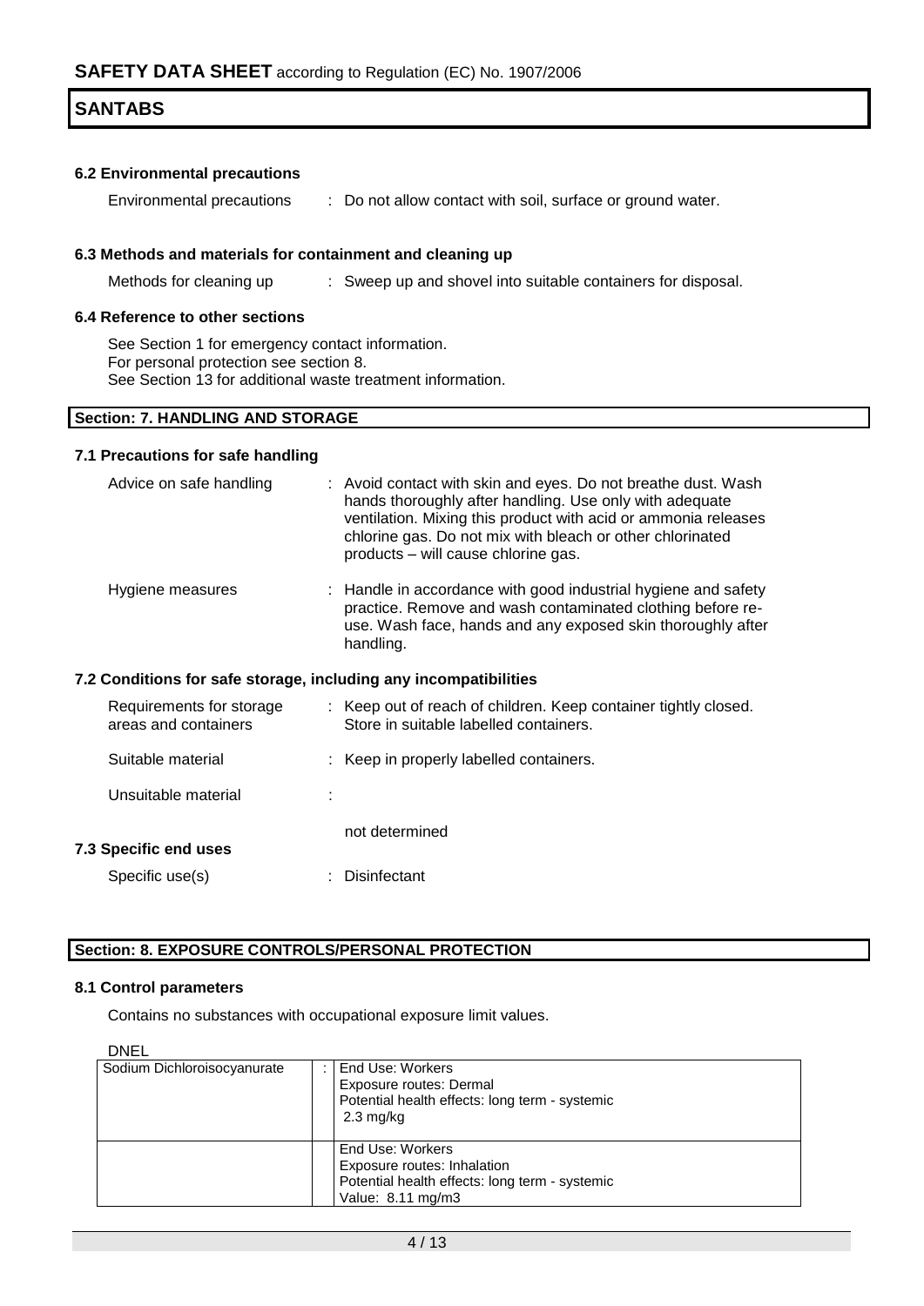### 6.2 Environmental precautions

| | |
|---|---|
| Environmental precautions | : Do not allow contact with soil, surface or ground water. |

### 6.3 Methods and materials for containment and cleaning up

| | |
|---|---|
| Methods for cleaning up | : Sweep up and shovel into suitable containers for disposal. |

### 6.4 Reference to other sections

See Section 1 for emergency contact information.
For personal protection see section 8.
See Section 13 for additional waste treatment information.

## Section: 7. HANDLING AND STORAGE

### 7.1 Precautions for safe handling

| | |
|---|---|
| Advice on safe handling | : Avoid contact with skin and eyes. Do not breathe dust. Wash hands thoroughly after handling. Use only with adequate ventilation. Mixing this product with acid or ammonia releases chlorine gas. Do not mix with bleach or other chlorinated products – will cause chlorine gas. |
| Hygiene measures | : Handle in accordance with good industrial hygiene and safety practice. Remove and wash contaminated clothing before re-use. Wash face, hands and any exposed skin thoroughly after handling. |

### 7.2 Conditions for safe storage, including any incompatibilities

| | |
|---|---|
| Requirements for storage areas and containers | : Keep out of reach of children. Keep container tightly closed. Store in suitable labelled containers. |
| Suitable material | : Keep in properly labelled containers. |
| Unsuitable material | : not determined |

### 7.3 Specific end uses

| | |
|---|---|
| Specific use(s) | : Disinfectant |

## Section: 8. EXPOSURE CONTROLS/PERSONAL PROTECTION

### 8.1 Control parameters

Contains no substances with occupational exposure limit values.

DNEL

| | | |
|---|---|---|
| Sodium Dichloroisocyanurate | : | End Use: Workers<br>Exposure routes: Dermal<br>Potential health effects: long term - systemic<br>2.3 mg/kg |
| | | End Use: Workers<br>Exposure routes: Inhalation<br>Potential health effects: long term - systemic<br>Value: 8.11 mg/m3 |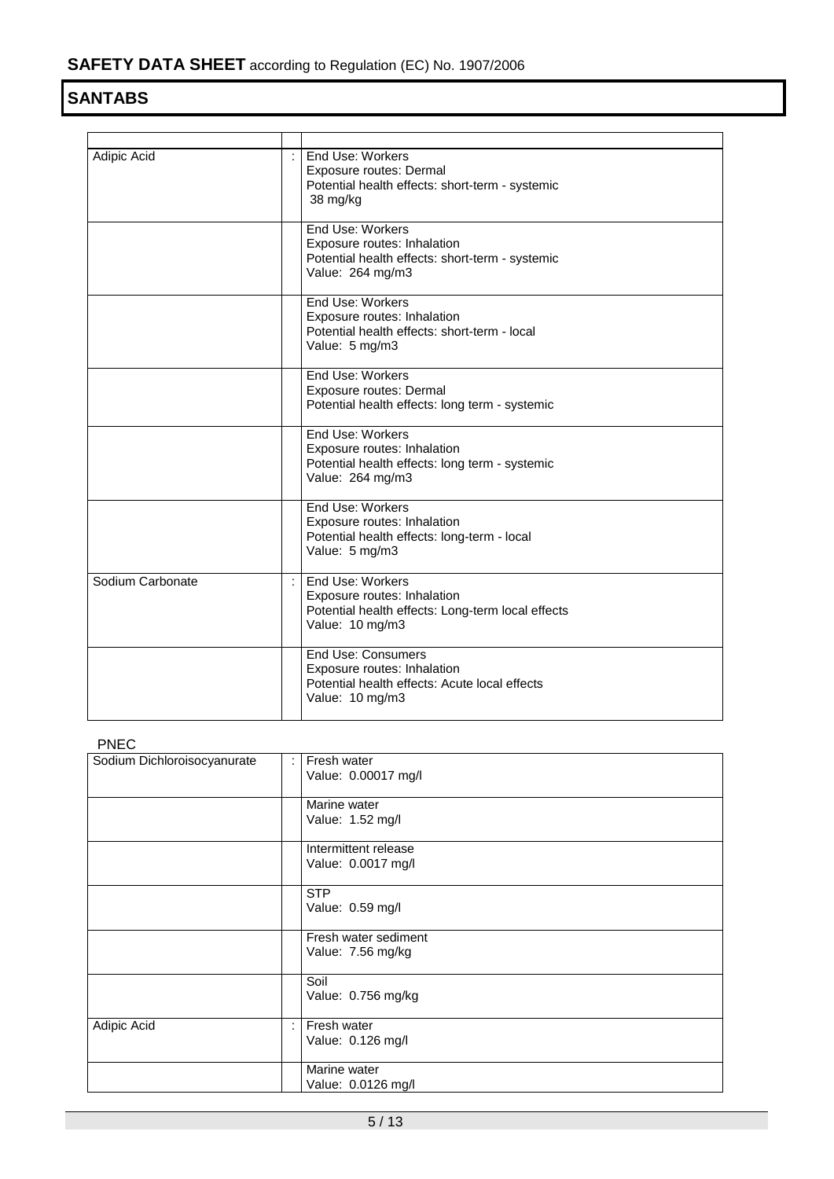| | | |
|---|---|---|
| Adipic Acid | : | End Use: Workers<br>Exposure routes: Dermal<br>Potential health effects: short-term - systemic<br>38 mg/kg |
| | | End Use: Workers<br>Exposure routes: Inhalation<br>Potential health effects: short-term - systemic<br>Value: 264 mg/m3 |
| | | End Use: Workers<br>Exposure routes: Inhalation<br>Potential health effects: short-term - local<br>Value: 5 mg/m3 |
| | | End Use: Workers<br>Exposure routes: Dermal<br>Potential health effects: long term - systemic |
| | | End Use: Workers<br>Exposure routes: Inhalation<br>Potential health effects: long term - systemic<br>Value: 264 mg/m3 |
| | | End Use: Workers<br>Exposure routes: Inhalation<br>Potential health effects: long-term - local<br>Value: 5 mg/m3 |
| Sodium Carbonate | : | End Use: Workers<br>Exposure routes: Inhalation<br>Potential health effects: Long-term local effects<br>Value: 10 mg/m3 |
| | | End Use: Consumers<br>Exposure routes: Inhalation<br>Potential health effects: Acute local effects<br>Value: 10 mg/m3 |

PNEC

| | | |
|---|---|---|
| Sodium Dichloroisocyanurate | : | Fresh water<br>Value: 0.00017 mg/l |
| | | Marine water<br>Value: 1.52 mg/l |
| | | Intermittent release<br>Value: 0.0017 mg/l |
| | | STP<br>Value: 0.59 mg/l |
| | | Fresh water sediment<br>Value: 7.56 mg/kg |
| | | Soil<br>Value: 0.756 mg/kg |
| Adipic Acid | : | Fresh water<br>Value: 0.126 mg/l |
| | | Marine water<br>Value: 0.0126 mg/l |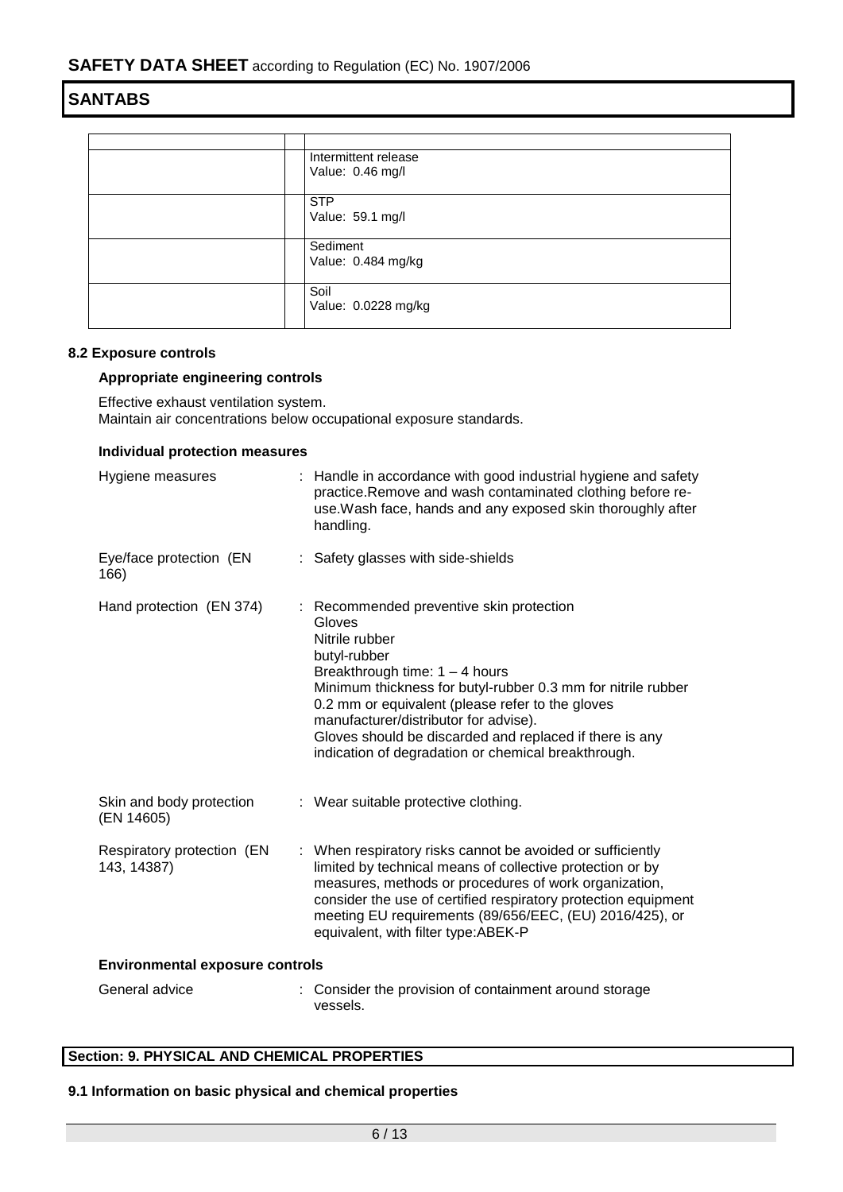| | | |
|---|---|---|
| | | Intermittent release<br>Value: 0.46 mg/l |
| | | STP<br>Value: 59.1 mg/l |
| | | Sediment<br>Value: 0.484 mg/kg |
| | | Soil<br>Value: 0.0228 mg/kg |

### 8.2 Exposure controls

**Appropriate engineering controls**

Effective exhaust ventilation system.
Maintain air concentrations below occupational exposure standards.

**Individual protection measures**

Hygiene measures : Handle in accordance with good industrial hygiene and safety practice.Remove and wash contaminated clothing before re-use.Wash face, hands and any exposed skin thoroughly after handling.

Eye/face protection (EN 166) : Safety glasses with side-shields

Hand protection (EN 374) : Recommended preventive skin protection
Gloves
Nitrile rubber
butyl-rubber
Breakthrough time: 1 – 4 hours
Minimum thickness for butyl-rubber 0.3 mm for nitrile rubber 0.2 mm or equivalent (please refer to the gloves manufacturer/distributor for advise).
Gloves should be discarded and replaced if there is any indication of degradation or chemical breakthrough.

Skin and body protection (EN 14605) : Wear suitable protective clothing.

Respiratory protection (EN 143, 14387) : When respiratory risks cannot be avoided or sufficiently limited by technical means of collective protection or by measures, methods or procedures of work organization, consider the use of certified respiratory protection equipment meeting EU requirements (89/656/EEC, (EU) 2016/425), or equivalent, with filter type:ABEK-P

**Environmental exposure controls**

General advice : Consider the provision of containment around storage vessels.

## Section: 9. PHYSICAL AND CHEMICAL PROPERTIES

### 9.1 Information on basic physical and chemical properties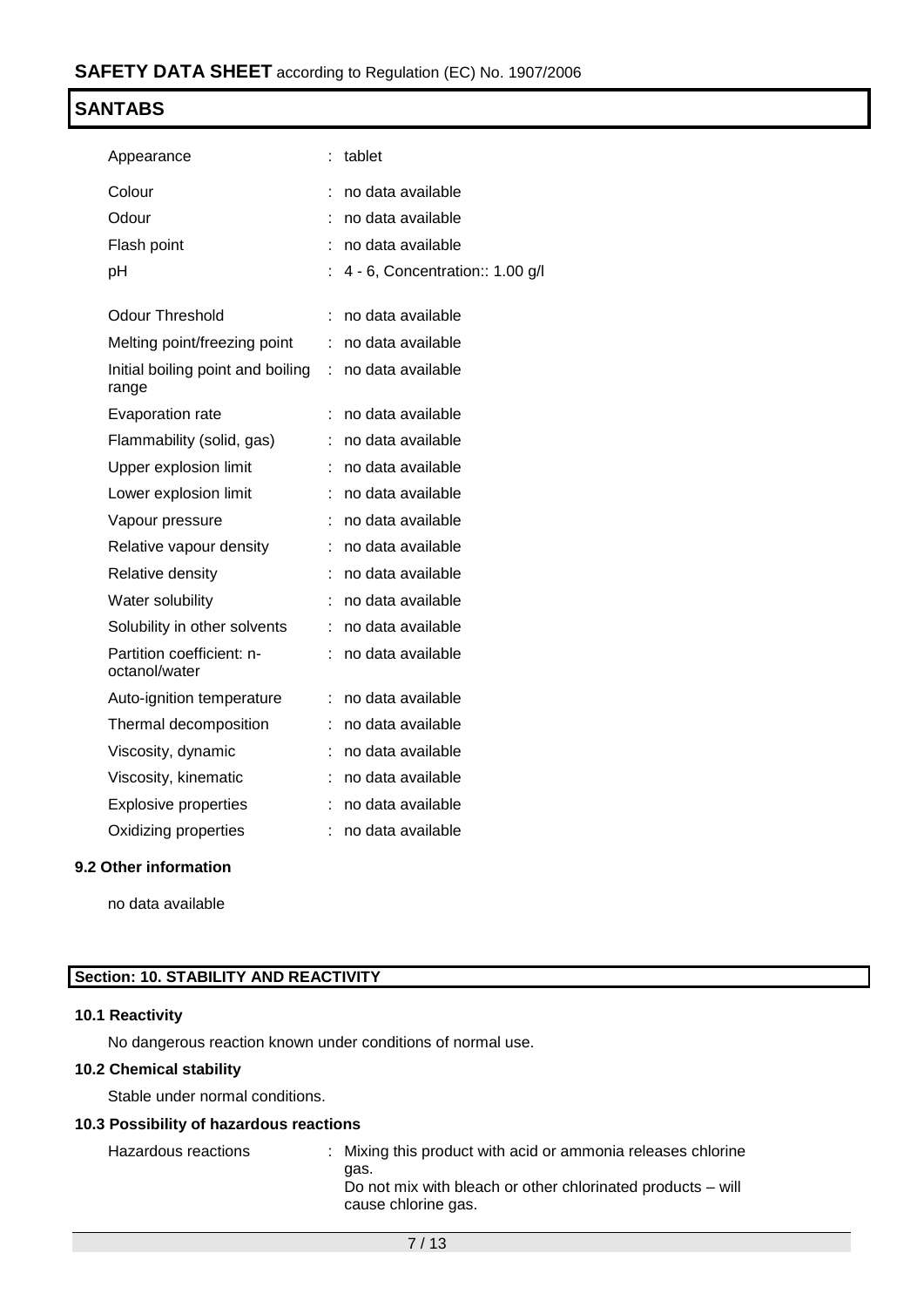| | | |
|---|---|---|
| Appearance | : | tablet |
| Colour | : | no data available |
| Odour | : | no data available |
| Flash point | : | no data available |
| pH | : | 4 - 6, Concentration:: 1.00 g/l |
| Odour Threshold | : | no data available |
| Melting point/freezing point | : | no data available |
| Initial boiling point and boiling range | : | no data available |
| Evaporation rate | : | no data available |
| Flammability (solid, gas) | : | no data available |
| Upper explosion limit | : | no data available |
| Lower explosion limit | : | no data available |
| Vapour pressure | : | no data available |
| Relative vapour density | : | no data available |
| Relative density | : | no data available |
| Water solubility | : | no data available |
| Solubility in other solvents | : | no data available |
| Partition coefficient: n-octanol/water | : | no data available |
| Auto-ignition temperature | : | no data available |
| Thermal decomposition | : | no data available |
| Viscosity, dynamic | : | no data available |
| Viscosity, kinematic | : | no data available |
| Explosive properties | : | no data available |
| Oxidizing properties | : | no data available |

### 9.2 Other information

no data available

## Section: 10. STABILITY AND REACTIVITY

### 10.1 Reactivity

No dangerous reaction known under conditions of normal use.

### 10.2 Chemical stability

Stable under normal conditions.

### 10.3 Possibility of hazardous reactions

Hazardous reactions : Mixing this product with acid or ammonia releases chlorine gas.
Do not mix with bleach or other chlorinated products – will cause chlorine gas.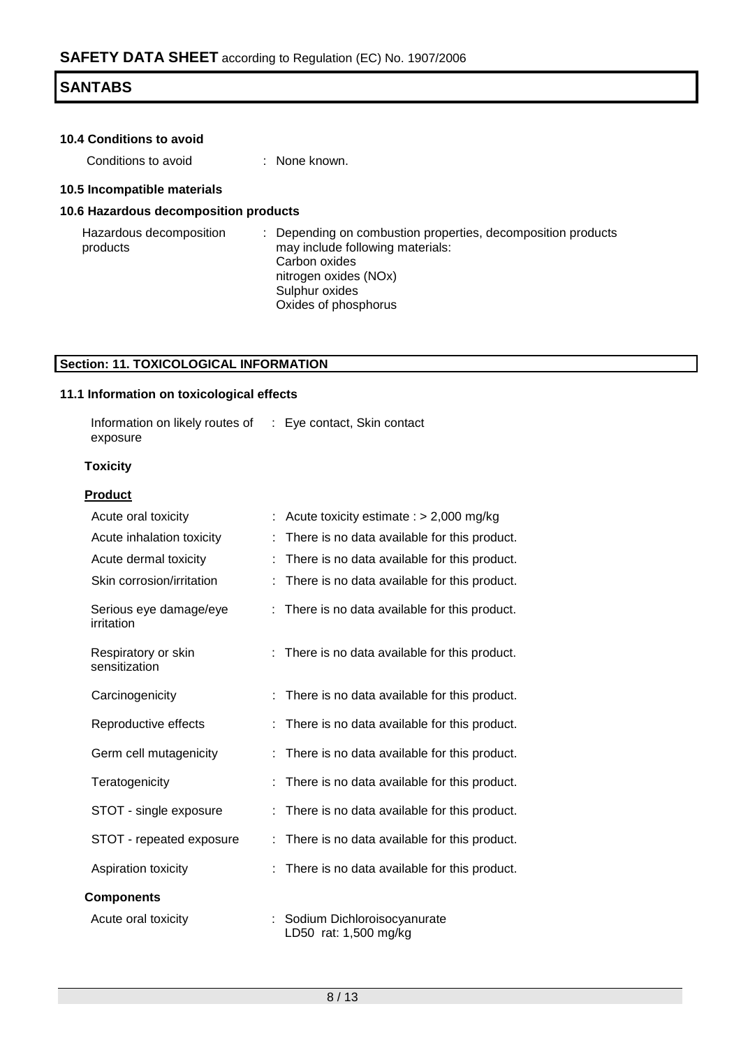### 10.4 Conditions to avoid

Conditions to avoid : None known.

### 10.5 Incompatible materials

### 10.6 Hazardous decomposition products

Hazardous decomposition products : Depending on combustion properties, decomposition products may include following materials:
Carbon oxides
nitrogen oxides (NOx)
Sulphur oxides
Oxides of phosphorus

## Section: 11. TOXICOLOGICAL INFORMATION

### 11.1 Information on toxicological effects

Information on likely routes of exposure : Eye contact, Skin contact

**Toxicity**

**Product**

| | |
|---|---|
| Acute oral toxicity | : Acute toxicity estimate : > 2,000 mg/kg |
| Acute inhalation toxicity | : There is no data available for this product. |
| Acute dermal toxicity | : There is no data available for this product. |
| Skin corrosion/irritation | : There is no data available for this product. |
| Serious eye damage/eye irritation | : There is no data available for this product. |
| Respiratory or skin sensitization | : There is no data available for this product. |
| Carcinogenicity | : There is no data available for this product. |
| Reproductive effects | : There is no data available for this product. |
| Germ cell mutagenicity | : There is no data available for this product. |
| Teratogenicity | : There is no data available for this product. |
| STOT - single exposure | : There is no data available for this product. |
| STOT - repeated exposure | : There is no data available for this product. |
| Aspiration toxicity | : There is no data available for this product. |

**Components**

Acute oral toxicity : Sodium Dichloroisocyanurate
LD50 rat: 1,500 mg/kg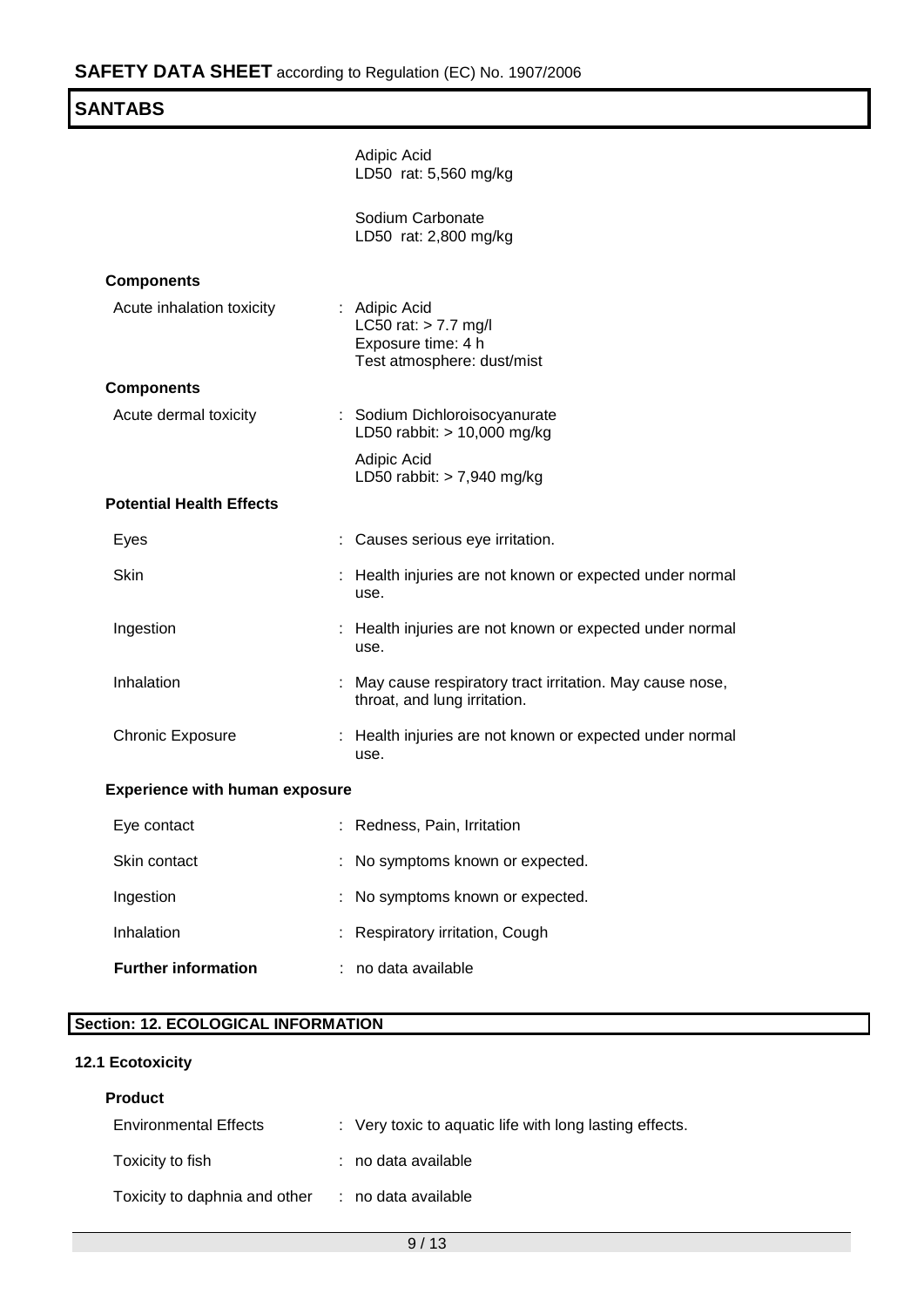Adipic Acid
LD50 rat: 5,560 mg/kg

Sodium Carbonate
LD50 rat: 2,800 mg/kg

**Components**

| | |
|---|---|
| Acute inhalation toxicity | : Adipic Acid<br>LC50 rat: > 7.7 mg/l<br>Exposure time: 4 h<br>Test atmosphere: dust/mist |

**Components**

| | |
|---|---|
| Acute dermal toxicity | : Sodium Dichloroisocyanurate<br>LD50 rabbit: > 10,000 mg/kg<br>Adipic Acid<br>LD50 rabbit: > 7,940 mg/kg |

**Potential Health Effects**

| | |
|---|---|
| Eyes | : Causes serious eye irritation. |
| Skin | : Health injuries are not known or expected under normal use. |
| Ingestion | : Health injuries are not known or expected under normal use. |
| Inhalation | : May cause respiratory tract irritation. May cause nose, throat, and lung irritation. |
| Chronic Exposure | : Health injuries are not known or expected under normal use. |

**Experience with human exposure**

| | |
|---|---|
| Eye contact | : Redness, Pain, Irritation |
| Skin contact | : No symptoms known or expected. |
| Ingestion | : No symptoms known or expected. |
| Inhalation | : Respiratory irritation, Cough |
| **Further information** | : no data available |

## Section: 12. ECOLOGICAL INFORMATION

### 12.1 Ecotoxicity

**Product**

| | |
|---|---|
| Environmental Effects | : Very toxic to aquatic life with long lasting effects. |
| Toxicity to fish | : no data available |
| Toxicity to daphnia and other | : no data available |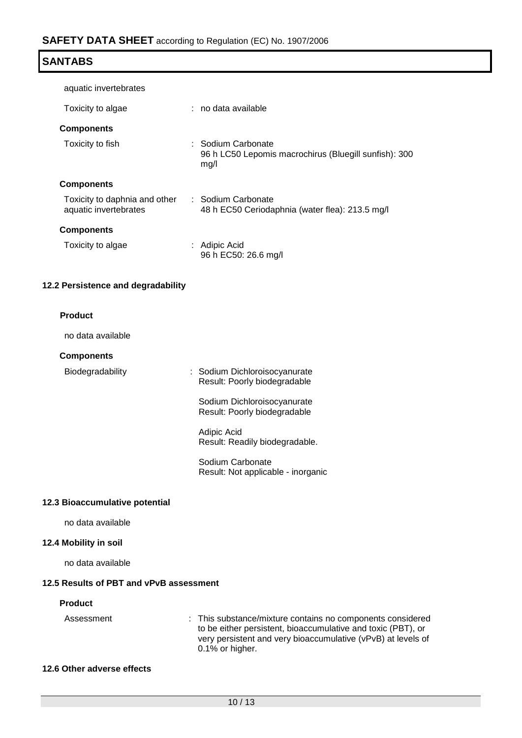aquatic invertebrates

Toxicity to algae : no data available

**Components**

Toxicity to fish : Sodium Carbonate
96 h LC50 Lepomis macrochirus (Bluegill sunfish): 300 mg/l

**Components**

Toxicity to daphnia and other aquatic invertebrates : Sodium Carbonate
48 h EC50 Ceriodaphnia (water flea): 213.5 mg/l

**Components**

Toxicity to algae : Adipic Acid
96 h EC50: 26.6 mg/l

### 12.2 Persistence and degradability

**Product**

no data available

**Components**

Biodegradability : Sodium Dichloroisocyanurate
Result: Poorly biodegradable

Sodium Dichloroisocyanurate
Result: Poorly biodegradable

Adipic Acid
Result: Readily biodegradable.

Sodium Carbonate
Result: Not applicable - inorganic

### 12.3 Bioaccumulative potential

no data available

### 12.4 Mobility in soil

no data available

### 12.5 Results of PBT and vPvB assessment

**Product**

Assessment : This substance/mixture contains no components considered to be either persistent, bioaccumulative and toxic (PBT), or very persistent and very bioaccumulative (vPvB) at levels of 0.1% or higher.

### 12.6 Other adverse effects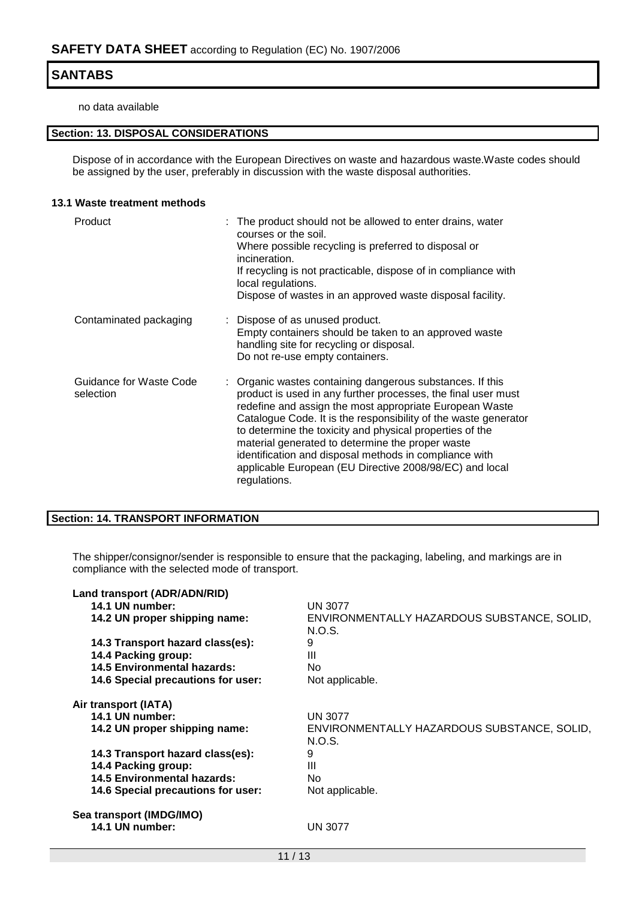no data available

## Section: 13. DISPOSAL CONSIDERATIONS

Dispose of in accordance with the European Directives on waste and hazardous waste.Waste codes should be assigned by the user, preferably in discussion with the waste disposal authorities.

### 13.1 Waste treatment methods

| | |
|---|---|
| Product | : The product should not be allowed to enter drains, water courses or the soil. Where possible recycling is preferred to disposal or incineration. If recycling is not practicable, dispose of in compliance with local regulations. Dispose of wastes in an approved waste disposal facility. |
| Contaminated packaging | : Dispose of as unused product. Empty containers should be taken to an approved waste handling site for recycling or disposal. Do not re-use empty containers. |
| Guidance for Waste Code selection | : Organic wastes containing dangerous substances. If this product is used in any further processes, the final user must redefine and assign the most appropriate European Waste Catalogue Code. It is the responsibility of the waste generator to determine the toxicity and physical properties of the material generated to determine the proper waste identification and disposal methods in compliance with applicable European (EU Directive 2008/98/EC) and local regulations. |

## Section: 14. TRANSPORT INFORMATION

The shipper/consignor/sender is responsible to ensure that the packaging, labeling, and markings are in compliance with the selected mode of transport.

**Land transport (ADR/ADN/RID)**

| | |
|---|---|
| **14.1 UN number:** | UN 3077 |
| **14.2 UN proper shipping name:** | ENVIRONMENTALLY HAZARDOUS SUBSTANCE, SOLID, N.O.S. |
| **14.3 Transport hazard class(es):** | 9 |
| **14.4 Packing group:** | III |
| **14.5 Environmental hazards:** | No |
| **14.6 Special precautions for user:** | Not applicable. |

**Air transport (IATA)**

| | |
|---|---|
| **14.1 UN number:** | UN 3077 |
| **14.2 UN proper shipping name:** | ENVIRONMENTALLY HAZARDOUS SUBSTANCE, SOLID, N.O.S. |
| **14.3 Transport hazard class(es):** | 9 |
| **14.4 Packing group:** | III |
| **14.5 Environmental hazards:** | No |
| **14.6 Special precautions for user:** | Not applicable. |

**Sea transport (IMDG/IMO)**

| | |
|---|---|
| **14.1 UN number:** | UN 3077 |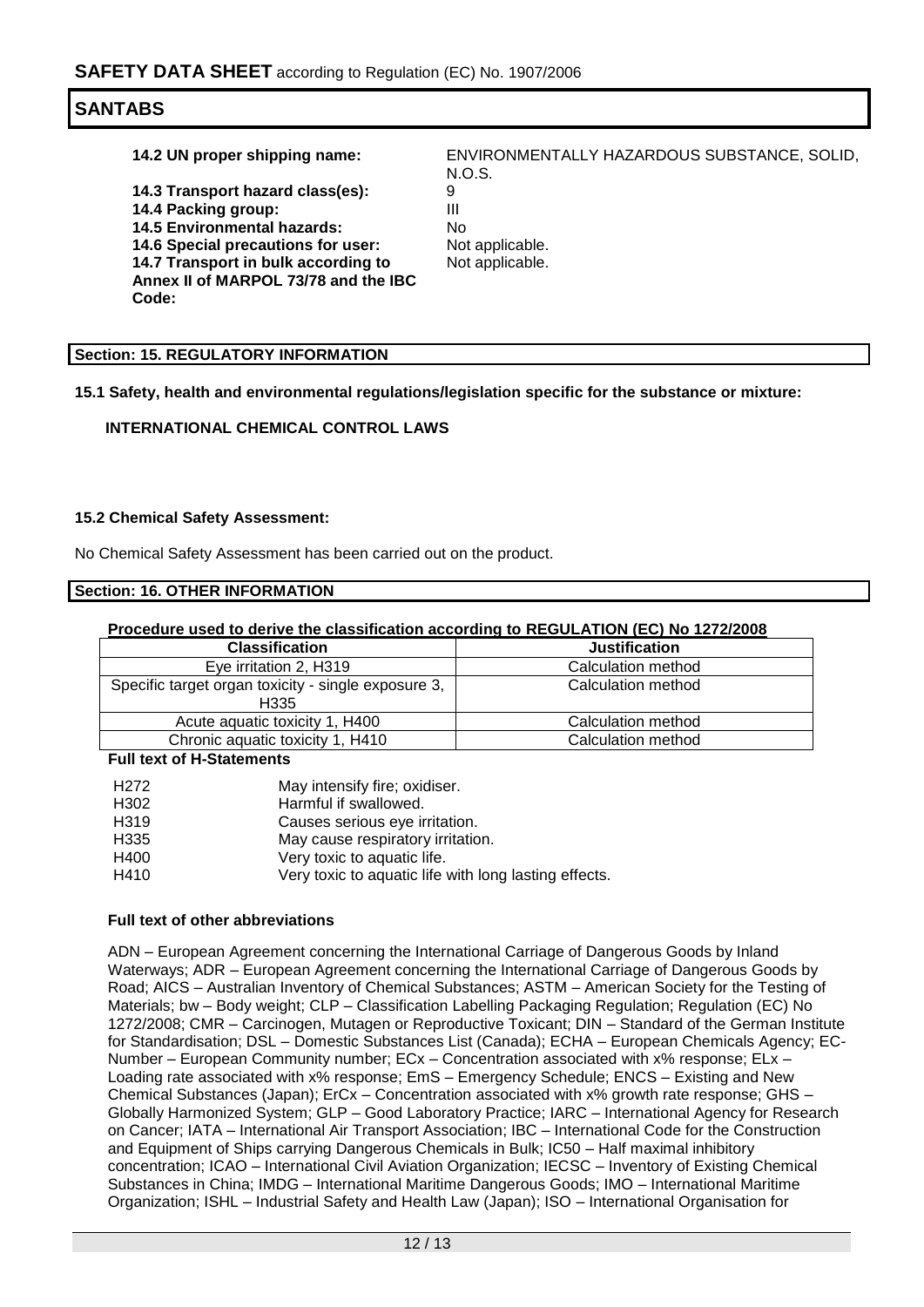**14.2 UN proper shipping name:** ENVIRONMENTALLY HAZARDOUS SUBSTANCE, SOLID, N.O.S.

**14.3 Transport hazard class(es):** 9

**14.4 Packing group:** III

**14.5 Environmental hazards:** No

**14.6 Special precautions for user:** Not applicable.

**14.7 Transport in bulk according to Annex II of MARPOL 73/78 and the IBC Code:** Not applicable.

## Section: 15. REGULATORY INFORMATION

**15.1 Safety, health and environmental regulations/legislation specific for the substance or mixture:**

**INTERNATIONAL CHEMICAL CONTROL LAWS**

**15.2 Chemical Safety Assessment:**

No Chemical Safety Assessment has been carried out on the product.

## Section: 16. OTHER INFORMATION

**Procedure used to derive the classification according to REGULATION (EC) No 1272/2008**

| Classification | Justification |
|---|---|
| Eye irritation 2, H319 | Calculation method |
| Specific target organ toxicity - single exposure 3, H335 | Calculation method |
| Acute aquatic toxicity 1, H400 | Calculation method |
| Chronic aquatic toxicity 1, H410 | Calculation method |

**Full text of H-Statements**

| | |
|---|---|
| H272 | May intensify fire; oxidiser. |
| H302 | Harmful if swallowed. |
| H319 | Causes serious eye irritation. |
| H335 | May cause respiratory irritation. |
| H400 | Very toxic to aquatic life. |
| H410 | Very toxic to aquatic life with long lasting effects. |

**Full text of other abbreviations**

ADN – European Agreement concerning the International Carriage of Dangerous Goods by Inland Waterways; ADR – European Agreement concerning the International Carriage of Dangerous Goods by Road; AICS – Australian Inventory of Chemical Substances; ASTM – American Society for the Testing of Materials; bw – Body weight; CLP – Classification Labelling Packaging Regulation; Regulation (EC) No 1272/2008; CMR – Carcinogen, Mutagen or Reproductive Toxicant; DIN – Standard of the German Institute for Standardisation; DSL – Domestic Substances List (Canada); ECHA – European Chemicals Agency; EC-Number – European Community number; ECx – Concentration associated with x% response; ELx – Loading rate associated with x% response; EmS – Emergency Schedule; ENCS – Existing and New Chemical Substances (Japan); ErCx – Concentration associated with x% growth rate response; GHS – Globally Harmonized System; GLP – Good Laboratory Practice; IARC – International Agency for Research on Cancer; IATA – International Air Transport Association; IBC – International Code for the Construction and Equipment of Ships carrying Dangerous Chemicals in Bulk; IC50 – Half maximal inhibitory concentration; ICAO – International Civil Aviation Organization; IECSC – Inventory of Existing Chemical Substances in China; IMDG – International Maritime Dangerous Goods; IMO – International Maritime Organization; ISHL – Industrial Safety and Health Law (Japan); ISO – International Organisation for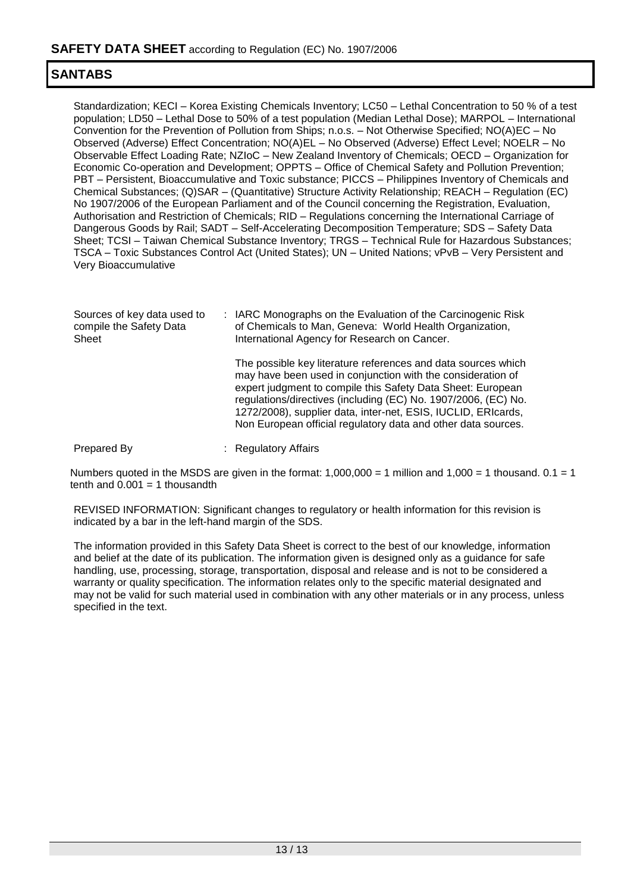Standardization; KECI – Korea Existing Chemicals Inventory; LC50 – Lethal Concentration to 50 % of a test population; LD50 – Lethal Dose to 50% of a test population (Median Lethal Dose); MARPOL – International Convention for the Prevention of Pollution from Ships; n.o.s. – Not Otherwise Specified; NO(A)EC – No Observed (Adverse) Effect Concentration; NO(A)EL – No Observed (Adverse) Effect Level; NOELR – No Observable Effect Loading Rate; NZIoC – New Zealand Inventory of Chemicals; OECD – Organization for Economic Co-operation and Development; OPPTS – Office of Chemical Safety and Pollution Prevention; PBT – Persistent, Bioaccumulative and Toxic substance; PICCS – Philippines Inventory of Chemicals and Chemical Substances; (Q)SAR – (Quantitative) Structure Activity Relationship; REACH – Regulation (EC) No 1907/2006 of the European Parliament and of the Council concerning the Registration, Evaluation, Authorisation and Restriction of Chemicals; RID – Regulations concerning the International Carriage of Dangerous Goods by Rail; SADT – Self-Accelerating Decomposition Temperature; SDS – Safety Data Sheet; TCSI – Taiwan Chemical Substance Inventory; TRGS – Technical Rule for Hazardous Substances; TSCA – Toxic Substances Control Act (United States); UN – United Nations; vPvB – Very Persistent and Very Bioaccumulative

| | |
|---|---|
| Sources of key data used to compile the Safety Data Sheet | : IARC Monographs on the Evaluation of the Carcinogenic Risk of Chemicals to Man, Geneva: World Health Organization, International Agency for Research on Cancer.<br><br>The possible key literature references and data sources which may have been used in conjunction with the consideration of expert judgment to compile this Safety Data Sheet: European regulations/directives (including (EC) No. 1907/2006, (EC) No. 1272/2008), supplier data, inter-net, ESIS, IUCLID, ERIcards, Non European official regulatory data and other data sources. |
| Prepared By | : Regulatory Affairs |

Numbers quoted in the MSDS are given in the format: 1,000,000 = 1 million and 1,000 = 1 thousand. 0.1 = 1 tenth and 0.001 = 1 thousandth

REVISED INFORMATION: Significant changes to regulatory or health information for this revision is indicated by a bar in the left-hand margin of the SDS.

The information provided in this Safety Data Sheet is correct to the best of our knowledge, information and belief at the date of its publication. The information given is designed only as a guidance for safe handling, use, processing, storage, transportation, disposal and release and is not to be considered a warranty or quality specification. The information relates only to the specific material designated and may not be valid for such material used in combination with any other materials or in any process, unless specified in the text.